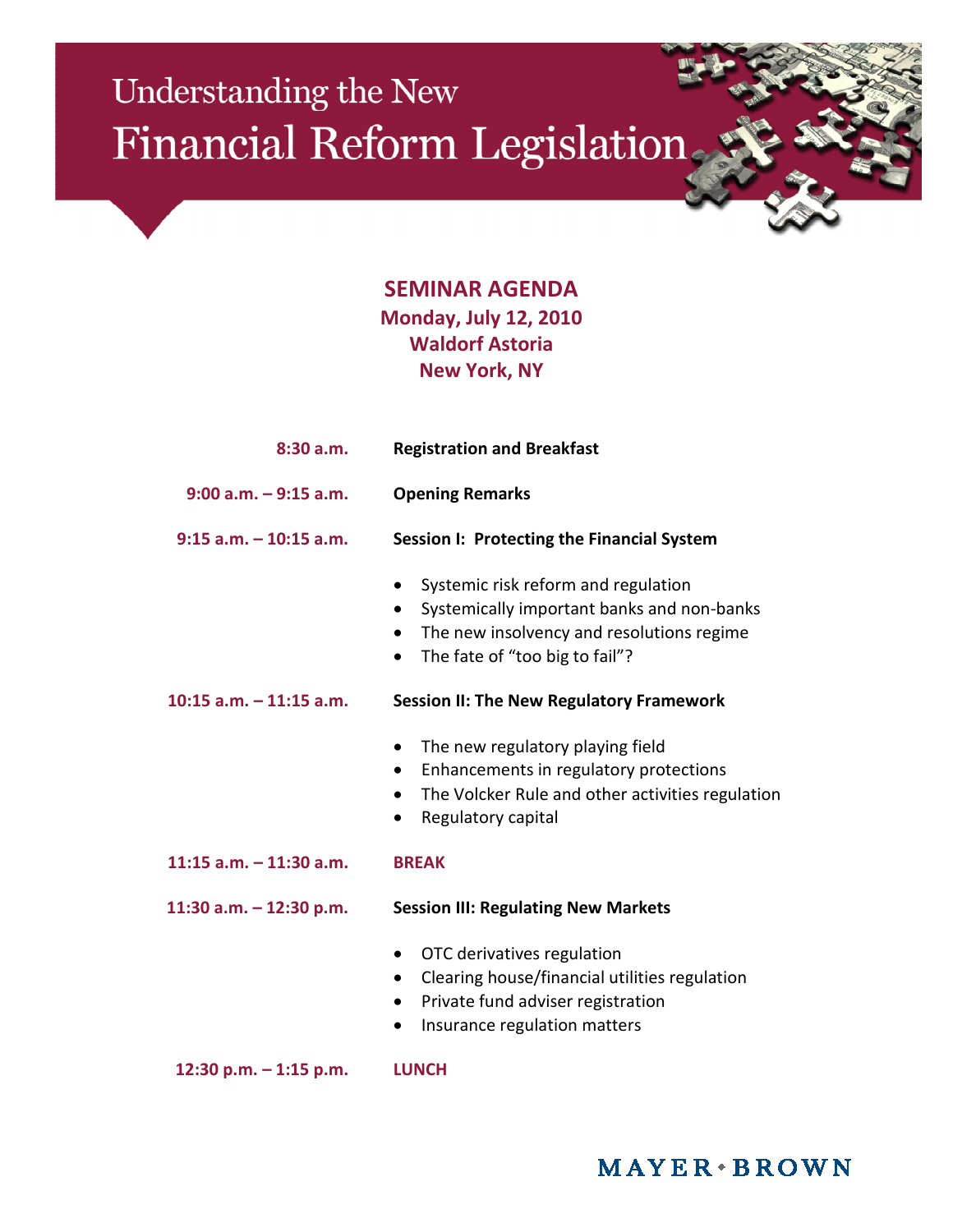# Understanding the New Financial Reform Legislation

## SEMINAR AGENDA

**Monday, July 12, 2010**
**Waldorf Astoria**
**New York, NY**

**8:30 a.m.** — **Registration and Breakfast**

**9:00 a.m. – 9:15 a.m.** — **Opening Remarks**

**9:15 a.m. – 10:15 a.m.** — **Session I: Protecting the Financial System**

- Systemic risk reform and regulation
- Systemically important banks and non-banks
- The new insolvency and resolutions regime
- The fate of "too big to fail"?

**10:15 a.m. – 11:15 a.m.** — **Session II: The New Regulatory Framework**

- The new regulatory playing field
- Enhancements in regulatory protections
- The Volcker Rule and other activities regulation
- Regulatory capital

**11:15 a.m. – 11:30 a.m.** — **BREAK**

**11:30 a.m. – 12:30 p.m.** — **Session III: Regulating New Markets**

- OTC derivatives regulation
- Clearing house/financial utilities regulation
- Private fund adviser registration
- Insurance regulation matters

**12:30 p.m. – 1:15 p.m.** — **LUNCH**

MAYER • BROWN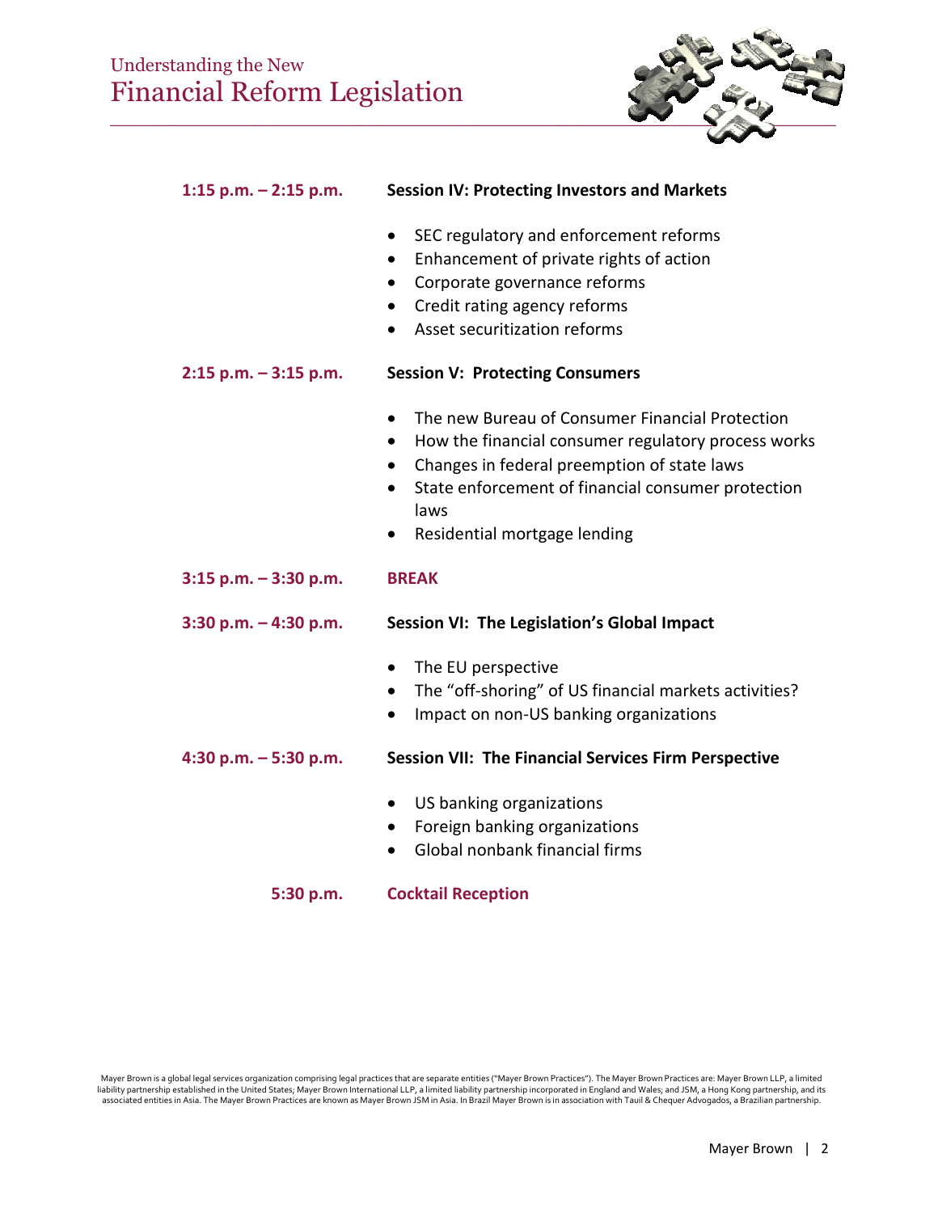# Understanding the New Financial Reform Legislation

**1:15 p.m. – 2:15 p.m.** **Session IV: Protecting Investors and Markets**

- SEC regulatory and enforcement reforms
- Enhancement of private rights of action
- Corporate governance reforms
- Credit rating agency reforms
- Asset securitization reforms

**2:15 p.m. – 3:15 p.m.** **Session V: Protecting Consumers**

- The new Bureau of Consumer Financial Protection
- How the financial consumer regulatory process works
- Changes in federal preemption of state laws
- State enforcement of financial consumer protection laws
- Residential mortgage lending

**3:15 p.m. – 3:30 p.m.** **BREAK**

**3:30 p.m. – 4:30 p.m.** **Session VI: The Legislation's Global Impact**

- The EU perspective
- The "off-shoring" of US financial markets activities?
- Impact on non-US banking organizations

**4:30 p.m. – 5:30 p.m.** **Session VII: The Financial Services Firm Perspective**

- US banking organizations
- Foreign banking organizations
- Global nonbank financial firms

**5:30 p.m.** **Cocktail Reception**

Mayer Brown is a global legal services organization comprising legal practices that are separate entities ("Mayer Brown Practices"). The Mayer Brown Practices are: Mayer Brown LLP, a limited liability partnership established in the United States; Mayer Brown International LLP, a limited liability partnership incorporated in England and Wales; and JSM, a Hong Kong partnership, and its associated entities in Asia. The Mayer Brown Practices are known as Mayer Brown JSM in Asia. In Brazil Mayer Brown is in association with Tauil & Chequer Advogados, a Brazilian partnership.